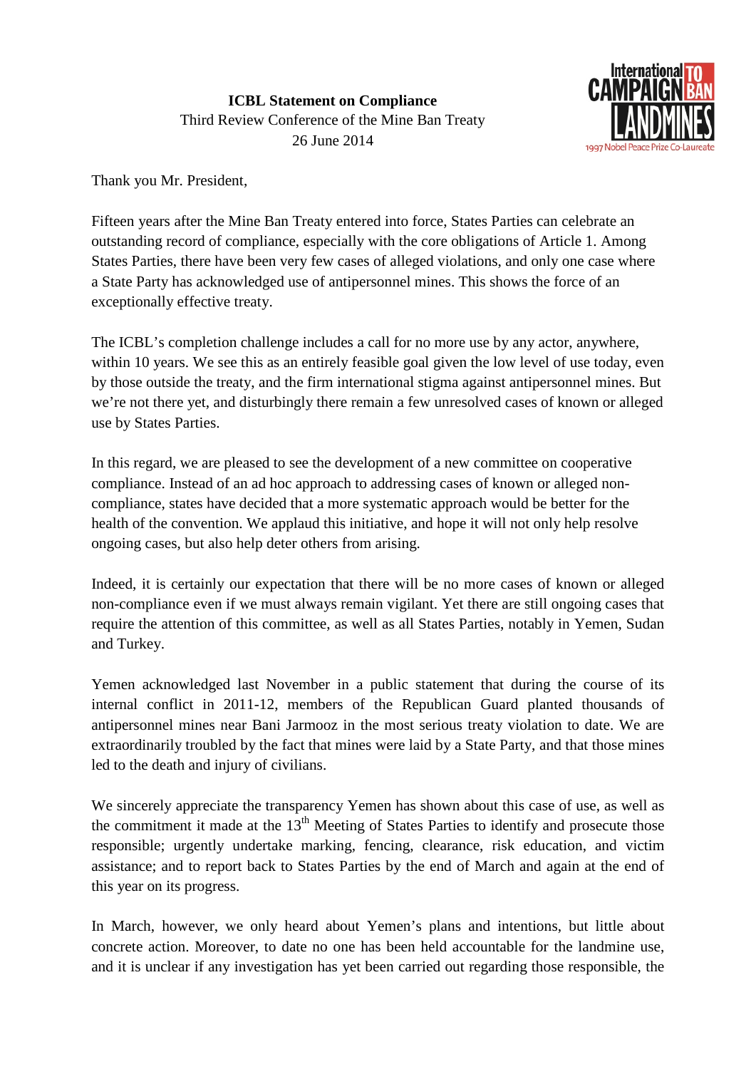**ICBL Statement on Compliance**
Third Review Conference of the Mine Ban Treaty
26 June 2014

Thank you Mr. President,

Fifteen years after the Mine Ban Treaty entered into force, States Parties can celebrate an outstanding record of compliance, especially with the core obligations of Article 1. Among States Parties, there have been very few cases of alleged violations, and only one case where a State Party has acknowledged use of antipersonnel mines. This shows the force of an exceptionally effective treaty.

The ICBL's completion challenge includes a call for no more use by any actor, anywhere, within 10 years. We see this as an entirely feasible goal given the low level of use today, even by those outside the treaty, and the firm international stigma against antipersonnel mines. But we're not there yet, and disturbingly there remain a few unresolved cases of known or alleged use by States Parties.

In this regard, we are pleased to see the development of a new committee on cooperative compliance. Instead of an ad hoc approach to addressing cases of known or alleged non-compliance, states have decided that a more systematic approach would be better for the health of the convention. We applaud this initiative, and hope it will not only help resolve ongoing cases, but also help deter others from arising.

Indeed, it is certainly our expectation that there will be no more cases of known or alleged non-compliance even if we must always remain vigilant. Yet there are still ongoing cases that require the attention of this committee, as well as all States Parties, notably in Yemen, Sudan and Turkey.

Yemen acknowledged last November in a public statement that during the course of its internal conflict in 2011-12, members of the Republican Guard planted thousands of antipersonnel mines near Bani Jarmooz in the most serious treaty violation to date. We are extraordinarily troubled by the fact that mines were laid by a State Party, and that those mines led to the death and injury of civilians.

We sincerely appreciate the transparency Yemen has shown about this case of use, as well as the commitment it made at the 13th Meeting of States Parties to identify and prosecute those responsible; urgently undertake marking, fencing, clearance, risk education, and victim assistance; and to report back to States Parties by the end of March and again at the end of this year on its progress.

In March, however, we only heard about Yemen's plans and intentions, but little about concrete action. Moreover, to date no one has been held accountable for the landmine use, and it is unclear if any investigation has yet been carried out regarding those responsible, the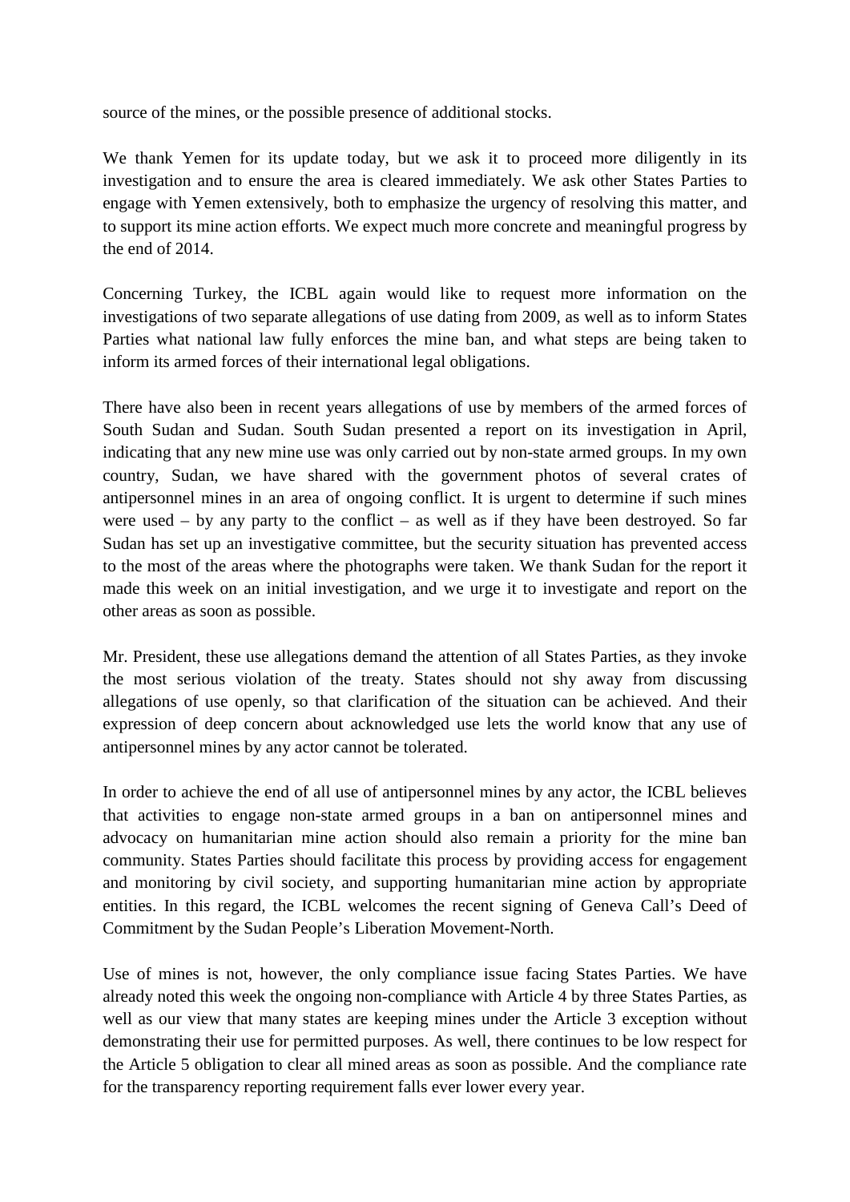source of the mines, or the possible presence of additional stocks.

We thank Yemen for its update today, but we ask it to proceed more diligently in its investigation and to ensure the area is cleared immediately. We ask other States Parties to engage with Yemen extensively, both to emphasize the urgency of resolving this matter, and to support its mine action efforts. We expect much more concrete and meaningful progress by the end of 2014.

Concerning Turkey, the ICBL again would like to request more information on the investigations of two separate allegations of use dating from 2009, as well as to inform States Parties what national law fully enforces the mine ban, and what steps are being taken to inform its armed forces of their international legal obligations.

There have also been in recent years allegations of use by members of the armed forces of South Sudan and Sudan. South Sudan presented a report on its investigation in April, indicating that any new mine use was only carried out by non-state armed groups. In my own country, Sudan, we have shared with the government photos of several crates of antipersonnel mines in an area of ongoing conflict. It is urgent to determine if such mines were used – by any party to the conflict – as well as if they have been destroyed. So far Sudan has set up an investigative committee, but the security situation has prevented access to the most of the areas where the photographs were taken. We thank Sudan for the report it made this week on an initial investigation, and we urge it to investigate and report on the other areas as soon as possible.

Mr. President, these use allegations demand the attention of all States Parties, as they invoke the most serious violation of the treaty. States should not shy away from discussing allegations of use openly, so that clarification of the situation can be achieved. And their expression of deep concern about acknowledged use lets the world know that any use of antipersonnel mines by any actor cannot be tolerated.

In order to achieve the end of all use of antipersonnel mines by any actor, the ICBL believes that activities to engage non-state armed groups in a ban on antipersonnel mines and advocacy on humanitarian mine action should also remain a priority for the mine ban community. States Parties should facilitate this process by providing access for engagement and monitoring by civil society, and supporting humanitarian mine action by appropriate entities. In this regard, the ICBL welcomes the recent signing of Geneva Call's Deed of Commitment by the Sudan People's Liberation Movement-North.

Use of mines is not, however, the only compliance issue facing States Parties. We have already noted this week the ongoing non-compliance with Article 4 by three States Parties, as well as our view that many states are keeping mines under the Article 3 exception without demonstrating their use for permitted purposes. As well, there continues to be low respect for the Article 5 obligation to clear all mined areas as soon as possible. And the compliance rate for the transparency reporting requirement falls ever lower every year.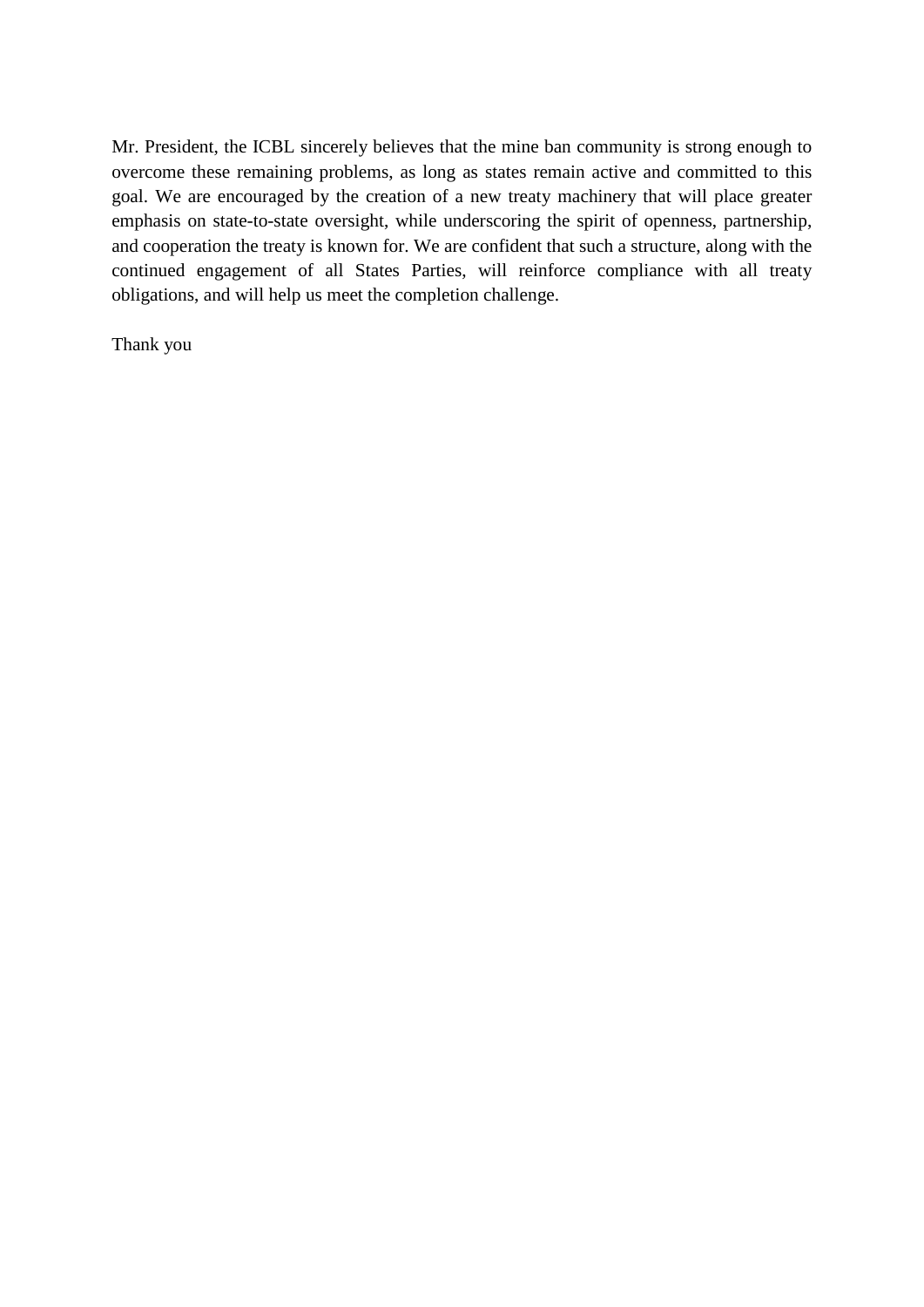Mr. President, the ICBL sincerely believes that the mine ban community is strong enough to overcome these remaining problems, as long as states remain active and committed to this goal. We are encouraged by the creation of a new treaty machinery that will place greater emphasis on state-to-state oversight, while underscoring the spirit of openness, partnership, and cooperation the treaty is known for. We are confident that such a structure, along with the continued engagement of all States Parties, will reinforce compliance with all treaty obligations, and will help us meet the completion challenge.

Thank you